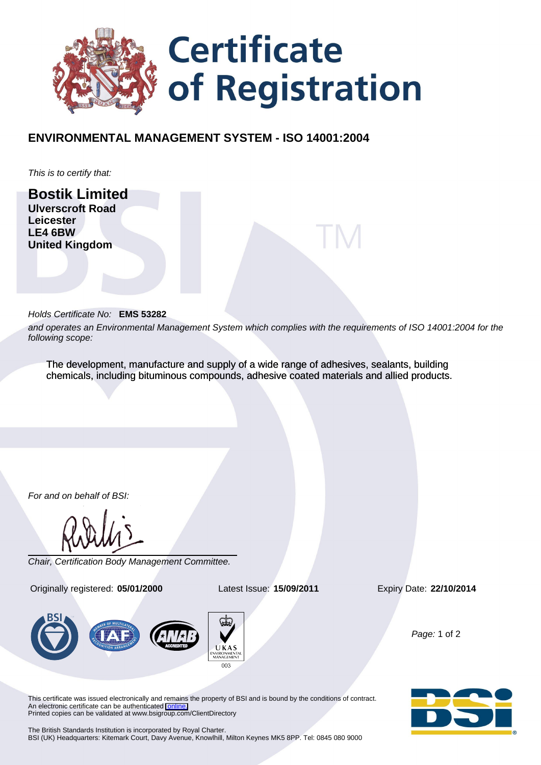# Certificate of Registration

## ENVIRONMENTAL MANAGEMENT SYSTEM - ISO 14001:2004

*This is to certify that:*

**Bostik Limited**
**Ulverscroft Road**
**Leicester**
**LE4 6BW**
**United Kingdom**

*Holds Certificate No:* **EMS 53282**

*and operates an Environmental Management System which complies with the requirements of ISO 14001:2004 for the following scope:*

The development, manufacture and supply of a wide range of adhesives, sealants, building chemicals, including bituminous compounds, adhesive coated materials and allied products.

*For and on behalf of BSI:*

*Chair, Certification Body Management Committee.*

Originally registered: **05/01/2000** Latest Issue: **15/09/2011** Expiry Date: **22/10/2014**

UKAS ENVIRONMENTAL MANAGEMENT 003

This certificate was issued electronically and remains the property of BSI and is bound by the conditions of contract.
An electronic certificate can be authenticated online.
Printed copies can be validated at www.bsigroup.com/ClientDirectory

The British Standards Institution is incorporated by Royal Charter.
BSI (UK) Headquarters: Kitemark Court, Davy Avenue, Knowlhill, Milton Keynes MK5 8PP. Tel: 0845 080 9000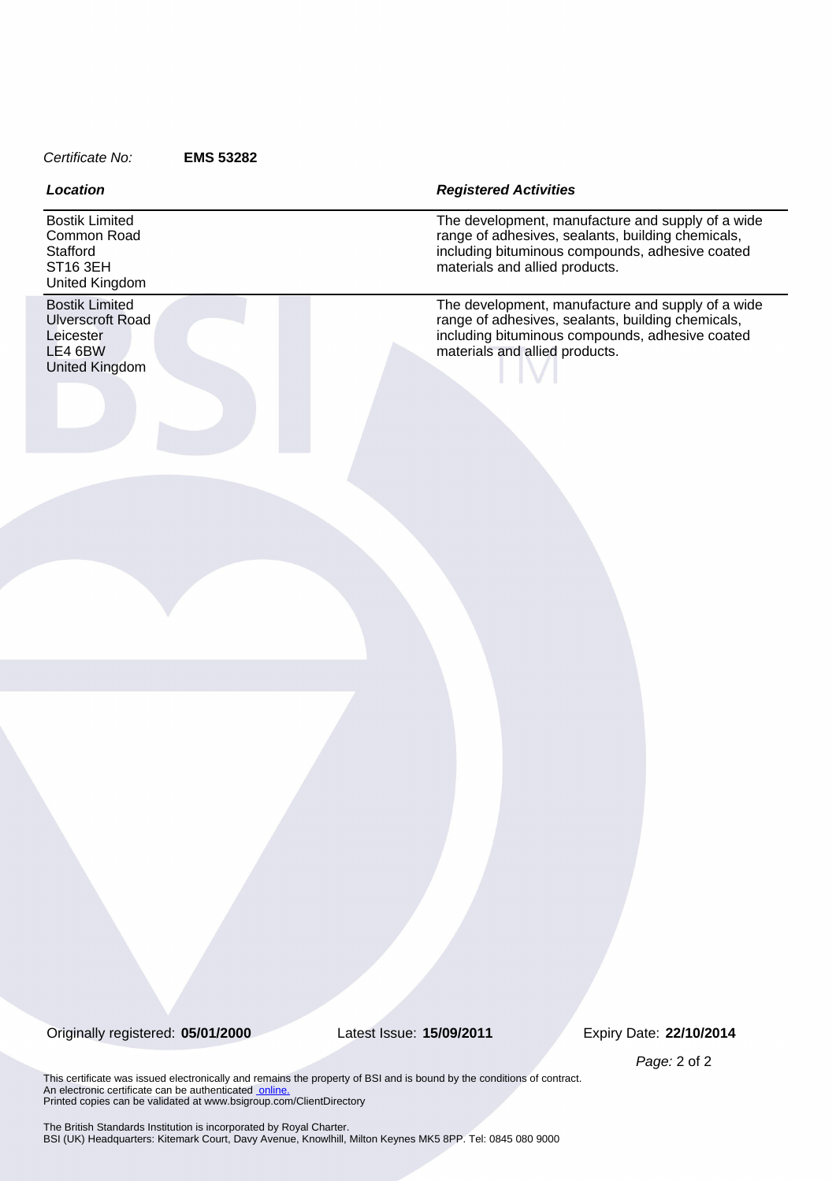*Certificate No:* **EMS 53282**

| ***Location*** | ***Registered Activities*** |
| --- | --- |
| Bostik Limited<br>Common Road<br>Stafford<br>ST16 3EH<br>United Kingdom | The development, manufacture and supply of a wide range of adhesives, sealants, building chemicals, including bituminous compounds, adhesive coated materials and allied products. |
| Bostik Limited<br>Ulverscroft Road<br>Leicester<br>LE4 6BW<br>United Kingdom | The development, manufacture and supply of a wide range of adhesives, sealants, building chemicals, including bituminous compounds, adhesive coated materials and allied products. |

Originally registered: **05/01/2000** Latest Issue: **15/09/2011** Expiry Date: **22/10/2014**

This certificate was issued electronically and remains the property of BSI and is bound by the conditions of contract.
An electronic certificate can be authenticated online.
Printed copies can be validated at www.bsigroup.com/ClientDirectory

The British Standards Institution is incorporated by Royal Charter.
BSI (UK) Headquarters: Kitemark Court, Davy Avenue, Knowlhill, Milton Keynes MK5 8PP. Tel: 0845 080 9000